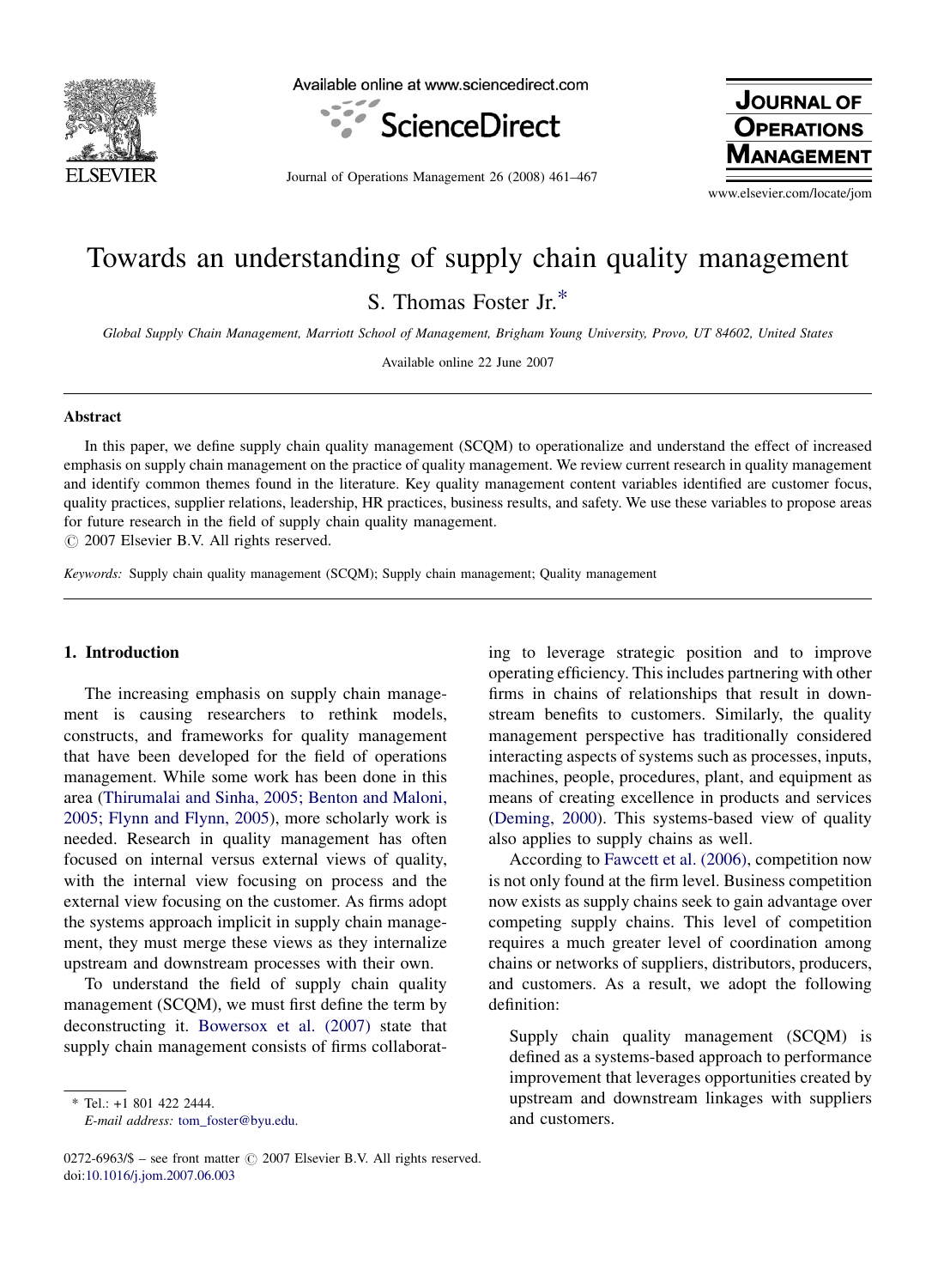# Towards an understanding of supply chain quality management

S. Thomas Foster Jr.*

*Global Supply Chain Management, Marriott School of Management, Brigham Young University, Provo, UT 84602, United States*

Available online 22 June 2007

## Abstract

In this paper, we define supply chain quality management (SCQM) to operationalize and understand the effect of increased emphasis on supply chain management on the practice of quality management. We review current research in quality management and identify common themes found in the literature. Key quality management content variables identified are customer focus, quality practices, supplier relations, leadership, HR practices, business results, and safety. We use these variables to propose areas for future research in the field of supply chain quality management.

© 2007 Elsevier B.V. All rights reserved.

*Keywords:* Supply chain quality management (SCQM); Supply chain management; Quality management

## 1. Introduction

The increasing emphasis on supply chain management is causing researchers to rethink models, constructs, and frameworks for quality management that have been developed for the field of operations management. While some work has been done in this area (Thirumalai and Sinha, 2005; Benton and Maloni, 2005; Flynn and Flynn, 2005), more scholarly work is needed. Research in quality management has often focused on internal versus external views of quality, with the internal view focusing on process and the external view focusing on the customer. As firms adopt the systems approach implicit in supply chain management, they must merge these views as they internalize upstream and downstream processes with their own.

To understand the field of supply chain quality management (SCQM), we must first define the term by deconstructing it. Bowersox et al. (2007) state that supply chain management consists of firms collaborating to leverage strategic position and to improve operating efficiency. This includes partnering with other firms in chains of relationships that result in downstream benefits to customers. Similarly, the quality management perspective has traditionally considered interacting aspects of systems such as processes, inputs, machines, people, procedures, plant, and equipment as means of creating excellence in products and services (Deming, 2000). This systems-based view of quality also applies to supply chains as well.

According to Fawcett et al. (2006), competition now is not only found at the firm level. Business competition now exists as supply chains seek to gain advantage over competing supply chains. This level of competition requires a much greater level of coordination among chains or networks of suppliers, distributors, producers, and customers. As a result, we adopt the following definition:

> Supply chain quality management (SCQM) is defined as a systems-based approach to performance improvement that leverages opportunities created by upstream and downstream linkages with suppliers and customers.

* Tel.: +1 801 422 2444.
E-mail address: tom_foster@byu.edu.

0272-6963/$ – see front matter © 2007 Elsevier B.V. All rights reserved.
doi:10.1016/j.jom.2007.06.003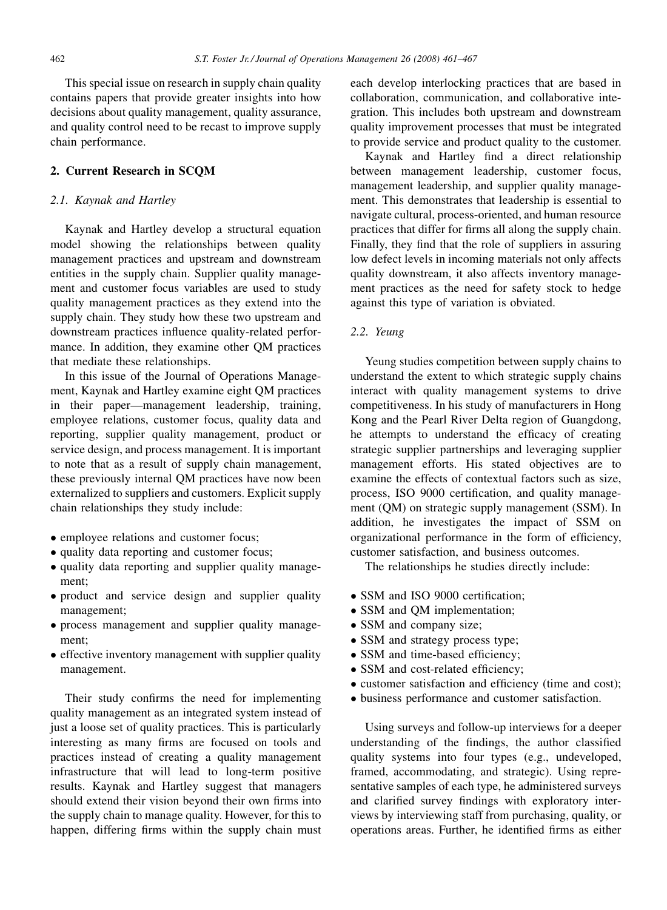This special issue on research in supply chain quality contains papers that provide greater insights into how decisions about quality management, quality assurance, and quality control need to be recast to improve supply chain performance.

## 2. Current Research in SCQM

### 2.1. Kaynak and Hartley

Kaynak and Hartley develop a structural equation model showing the relationships between quality management practices and upstream and downstream entities in the supply chain. Supplier quality management and customer focus variables are used to study quality management practices as they extend into the supply chain. They study how these two upstream and downstream practices influence quality-related performance. In addition, they examine other QM practices that mediate these relationships.

In this issue of the Journal of Operations Management, Kaynak and Hartley examine eight QM practices in their paper—management leadership, training, employee relations, customer focus, quality data and reporting, supplier quality management, product or service design, and process management. It is important to note that as a result of supply chain management, these previously internal QM practices have now been externalized to suppliers and customers. Explicit supply chain relationships they study include:

- employee relations and customer focus;
- quality data reporting and customer focus;
- quality data reporting and supplier quality management;
- product and service design and supplier quality management;
- process management and supplier quality management;
- effective inventory management with supplier quality management.

Their study confirms the need for implementing quality management as an integrated system instead of just a loose set of quality practices. This is particularly interesting as many firms are focused on tools and practices instead of creating a quality management infrastructure that will lead to long-term positive results. Kaynak and Hartley suggest that managers should extend their vision beyond their own firms into the supply chain to manage quality. However, for this to happen, differing firms within the supply chain must each develop interlocking practices that are based in collaboration, communication, and collaborative integration. This includes both upstream and downstream quality improvement processes that must be integrated to provide service and product quality to the customer.

Kaynak and Hartley find a direct relationship between management leadership, customer focus, management leadership, and supplier quality management. This demonstrates that leadership is essential to navigate cultural, process-oriented, and human resource practices that differ for firms all along the supply chain. Finally, they find that the role of suppliers in assuring low defect levels in incoming materials not only affects quality downstream, it also affects inventory management practices as the need for safety stock to hedge against this type of variation is obviated.

### 2.2. Yeung

Yeung studies competition between supply chains to understand the extent to which strategic supply chains interact with quality management systems to drive competitiveness. In his study of manufacturers in Hong Kong and the Pearl River Delta region of Guangdong, he attempts to understand the efficacy of creating strategic supplier partnerships and leveraging supplier management efforts. His stated objectives are to examine the effects of contextual factors such as size, process, ISO 9000 certification, and quality management (QM) on strategic supply management (SSM). In addition, he investigates the impact of SSM on organizational performance in the form of efficiency, customer satisfaction, and business outcomes.

The relationships he studies directly include:

- SSM and ISO 9000 certification;
- SSM and QM implementation;
- SSM and company size;
- SSM and strategy process type;
- SSM and time-based efficiency;
- SSM and cost-related efficiency;
- customer satisfaction and efficiency (time and cost);
- business performance and customer satisfaction.

Using surveys and follow-up interviews for a deeper understanding of the findings, the author classified quality systems into four types (e.g., undeveloped, framed, accommodating, and strategic). Using representative samples of each type, he administered surveys and clarified survey findings with exploratory interviews by interviewing staff from purchasing, quality, or operations areas. Further, he identified firms as either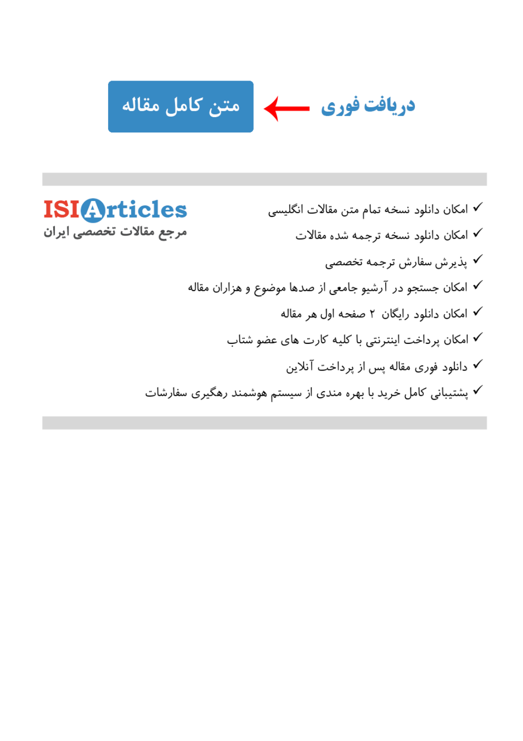دریافت فوری ← **متن کامل مقاله**

**ISIArticles**
مرجع مقالات تخصصی ایران

- ✓ امکان دانلود نسخه تمام متن مقالات انگلیسی
- ✓ امکان دانلود نسخه ترجمه شده مقالات
- ✓ پذیرش سفارش ترجمه تخصصی
- ✓ امکان جستجو در آرشیو جامعی از صدها موضوع و هزاران مقاله
- ✓ امکان دانلود رایگان ۲ صفحه اول هر مقاله
- ✓ امکان پرداخت اینترنتی با کلیه کارت های عضو شتاب
- ✓ دانلود فوری مقاله پس از پرداخت آنلاین
- ✓ پشتیبانی کامل خرید با بهره مندی از سیستم هوشمند رهگیری سفارشات